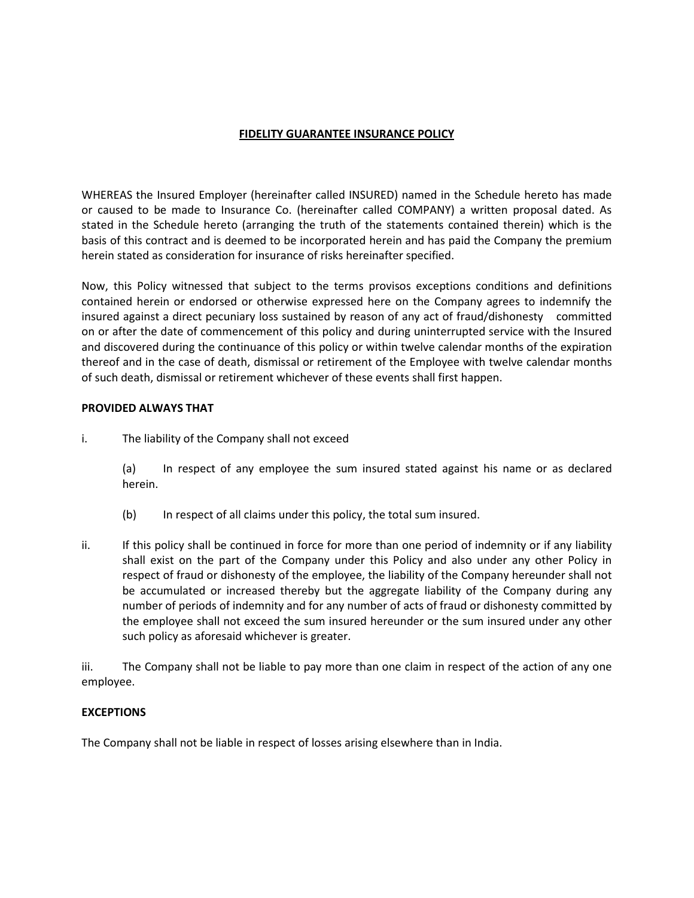# FIDELITY GUARANTEE INSURANCE POLICY

WHEREAS the Insured Employer (hereinafter called INSURED) named in the Schedule hereto has made or caused to be made to Insurance Co. (hereinafter called COMPANY) a written proposal dated. As stated in the Schedule hereto (arranging the truth of the statements contained therein) which is the basis of this contract and is deemed to be incorporated herein and has paid the Company the premium herein stated as consideration for insurance of risks hereinafter specified.

Now, this Policy witnessed that subject to the terms provisos exceptions conditions and definitions contained herein or endorsed or otherwise expressed here on the Company agrees to indemnify the insured against a direct pecuniary loss sustained by reason of any act of fraud/dishonesty committed on or after the date of commencement of this policy and during uninterrupted service with the Insured and discovered during the continuance of this policy or within twelve calendar months of the expiration thereof and in the case of death, dismissal or retirement of the Employee with twelve calendar months of such death, dismissal or retirement whichever of these events shall first happen.

**PROVIDED ALWAYS THAT**

i. The liability of the Company shall not exceed

   (a) In respect of any employee the sum insured stated against his name or as declared herein.

   (b) In respect of all claims under this policy, the total sum insured.

ii. If this policy shall be continued in force for more than one period of indemnity or if any liability shall exist on the part of the Company under this Policy and also under any other Policy in respect of fraud or dishonesty of the employee, the liability of the Company hereunder shall not be accumulated or increased thereby but the aggregate liability of the Company during any number of periods of indemnity and for any number of acts of fraud or dishonesty committed by the employee shall not exceed the sum insured hereunder or the sum insured under any other such policy as aforesaid whichever is greater.

iii. The Company shall not be liable to pay more than one claim in respect of the action of any one employee.

**EXCEPTIONS**

The Company shall not be liable in respect of losses arising elsewhere than in India.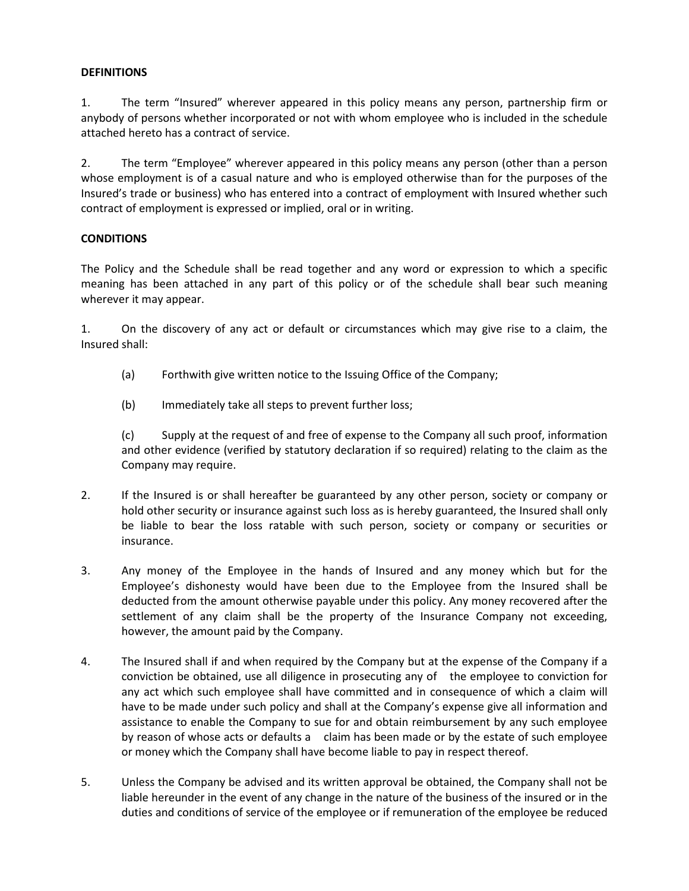**DEFINITIONS**

1. The term "Insured" wherever appeared in this policy means any person, partnership firm or anybody of persons whether incorporated or not with whom employee who is included in the schedule attached hereto has a contract of service.

2. The term "Employee" wherever appeared in this policy means any person (other than a person whose employment is of a casual nature and who is employed otherwise than for the purposes of the Insured's trade or business) who has entered into a contract of employment with Insured whether such contract of employment is expressed or implied, oral or in writing.

**CONDITIONS**

The Policy and the Schedule shall be read together and any word or expression to which a specific meaning has been attached in any part of this policy or of the schedule shall bear such meaning wherever it may appear.

1. On the discovery of any act or default or circumstances which may give rise to a claim, the Insured shall:

   (a) Forthwith give written notice to the Issuing Office of the Company;

   (b) Immediately take all steps to prevent further loss;

   (c) Supply at the request of and free of expense to the Company all such proof, information and other evidence (verified by statutory declaration if so required) relating to the claim as the Company may require.

2. If the Insured is or shall hereafter be guaranteed by any other person, society or company or hold other security or insurance against such loss as is hereby guaranteed, the Insured shall only be liable to bear the loss ratable with such person, society or company or securities or insurance.

3. Any money of the Employee in the hands of Insured and any money which but for the Employee's dishonesty would have been due to the Employee from the Insured shall be deducted from the amount otherwise payable under this policy. Any money recovered after the settlement of any claim shall be the property of the Insurance Company not exceeding, however, the amount paid by the Company.

4. The Insured shall if and when required by the Company but at the expense of the Company if a conviction be obtained, use all diligence in prosecuting any of the employee to conviction for any act which such employee shall have committed and in consequence of which a claim will have to be made under such policy and shall at the Company's expense give all information and assistance to enable the Company to sue for and obtain reimbursement by any such employee by reason of whose acts or defaults a claim has been made or by the estate of such employee or money which the Company shall have become liable to pay in respect thereof.

5. Unless the Company be advised and its written approval be obtained, the Company shall not be liable hereunder in the event of any change in the nature of the business of the insured or in the duties and conditions of service of the employee or if remuneration of the employee be reduced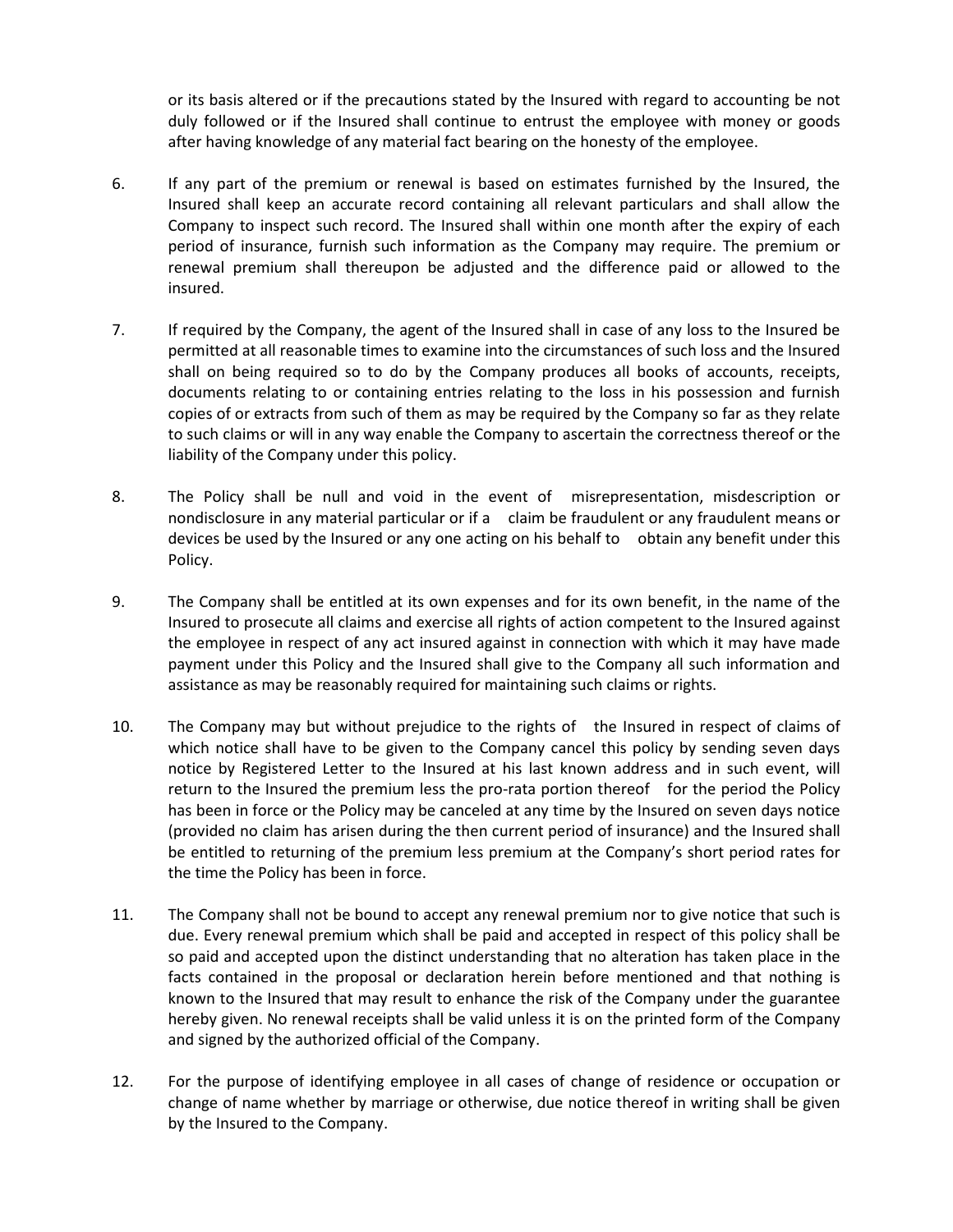or its basis altered or if the precautions stated by the Insured with regard to accounting be not duly followed or if the Insured shall continue to entrust the employee with money or goods after having knowledge of any material fact bearing on the honesty of the employee.

6. If any part of the premium or renewal is based on estimates furnished by the Insured, the Insured shall keep an accurate record containing all relevant particulars and shall allow the Company to inspect such record. The Insured shall within one month after the expiry of each period of insurance, furnish such information as the Company may require. The premium or renewal premium shall thereupon be adjusted and the difference paid or allowed to the insured.

7. If required by the Company, the agent of the Insured shall in case of any loss to the Insured be permitted at all reasonable times to examine into the circumstances of such loss and the Insured shall on being required so to do by the Company produces all books of accounts, receipts, documents relating to or containing entries relating to the loss in his possession and furnish copies of or extracts from such of them as may be required by the Company so far as they relate to such claims or will in any way enable the Company to ascertain the correctness thereof or the liability of the Company under this policy.

8. The Policy shall be null and void in the event of misrepresentation, misdescription or nondisclosure in any material particular or if a claim be fraudulent or any fraudulent means or devices be used by the Insured or any one acting on his behalf to obtain any benefit under this Policy.

9. The Company shall be entitled at its own expenses and for its own benefit, in the name of the Insured to prosecute all claims and exercise all rights of action competent to the Insured against the employee in respect of any act insured against in connection with which it may have made payment under this Policy and the Insured shall give to the Company all such information and assistance as may be reasonably required for maintaining such claims or rights.

10. The Company may but without prejudice to the rights of the Insured in respect of claims of which notice shall have to be given to the Company cancel this policy by sending seven days notice by Registered Letter to the Insured at his last known address and in such event, will return to the Insured the premium less the pro-rata portion thereof for the period the Policy has been in force or the Policy may be canceled at any time by the Insured on seven days notice (provided no claim has arisen during the then current period of insurance) and the Insured shall be entitled to returning of the premium less premium at the Company's short period rates for the time the Policy has been in force.

11. The Company shall not be bound to accept any renewal premium nor to give notice that such is due. Every renewal premium which shall be paid and accepted in respect of this policy shall be so paid and accepted upon the distinct understanding that no alteration has taken place in the facts contained in the proposal or declaration herein before mentioned and that nothing is known to the Insured that may result to enhance the risk of the Company under the guarantee hereby given. No renewal receipts shall be valid unless it is on the printed form of the Company and signed by the authorized official of the Company.

12. For the purpose of identifying employee in all cases of change of residence or occupation or change of name whether by marriage or otherwise, due notice thereof in writing shall be given by the Insured to the Company.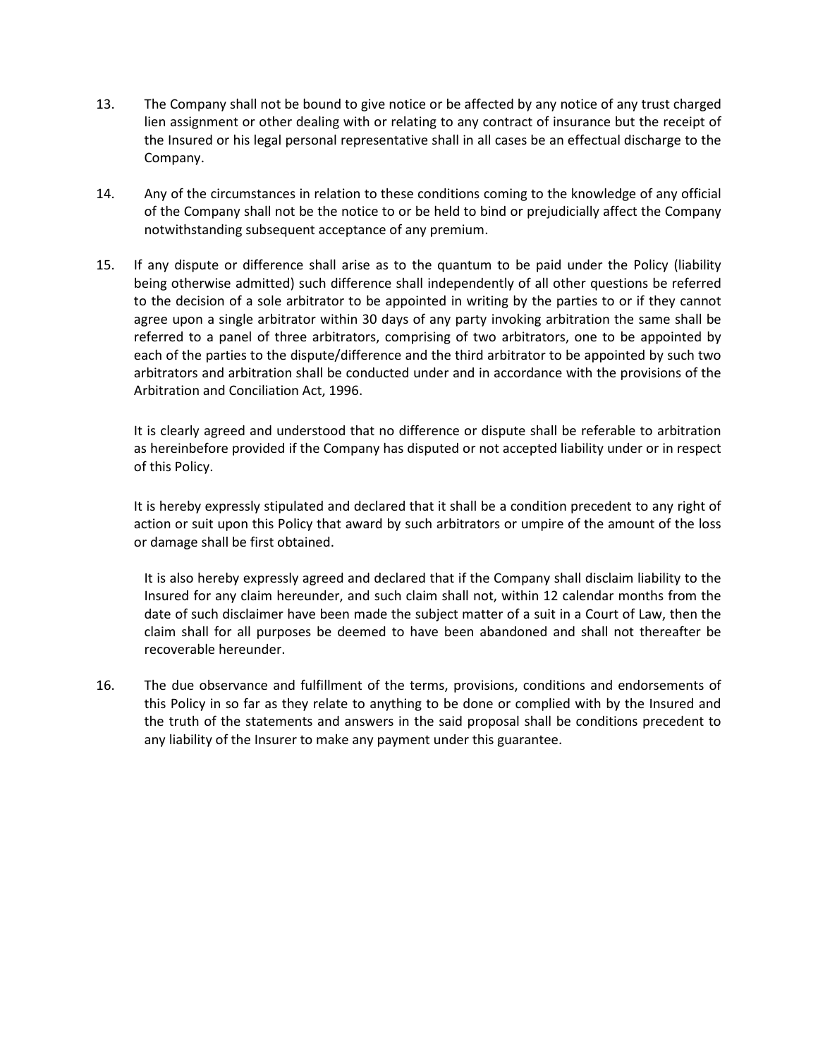13. The Company shall not be bound to give notice or be affected by any notice of any trust charged lien assignment or other dealing with or relating to any contract of insurance but the receipt of the Insured or his legal personal representative shall in all cases be an effectual discharge to the Company.

14. Any of the circumstances in relation to these conditions coming to the knowledge of any official of the Company shall not be the notice to or be held to bind or prejudicially affect the Company notwithstanding subsequent acceptance of any premium.

15. If any dispute or difference shall arise as to the quantum to be paid under the Policy (liability being otherwise admitted) such difference shall independently of all other questions be referred to the decision of a sole arbitrator to be appointed in writing by the parties to or if they cannot agree upon a single arbitrator within 30 days of any party invoking arbitration the same shall be referred to a panel of three arbitrators, comprising of two arbitrators, one to be appointed by each of the parties to the dispute/difference and the third arbitrator to be appointed by such two arbitrators and arbitration shall be conducted under and in accordance with the provisions of the Arbitration and Conciliation Act, 1996.

    It is clearly agreed and understood that no difference or dispute shall be referable to arbitration as hereinbefore provided if the Company has disputed or not accepted liability under or in respect of this Policy.

    It is hereby expressly stipulated and declared that it shall be a condition precedent to any right of action or suit upon this Policy that award by such arbitrators or umpire of the amount of the loss or damage shall be first obtained.

    It is also hereby expressly agreed and declared that if the Company shall disclaim liability to the Insured for any claim hereunder, and such claim shall not, within 12 calendar months from the date of such disclaimer have been made the subject matter of a suit in a Court of Law, then the claim shall for all purposes be deemed to have been abandoned and shall not thereafter be recoverable hereunder.

16. The due observance and fulfillment of the terms, provisions, conditions and endorsements of this Policy in so far as they relate to anything to be done or complied with by the Insured and the truth of the statements and answers in the said proposal shall be conditions precedent to any liability of the Insurer to make any payment under this guarantee.